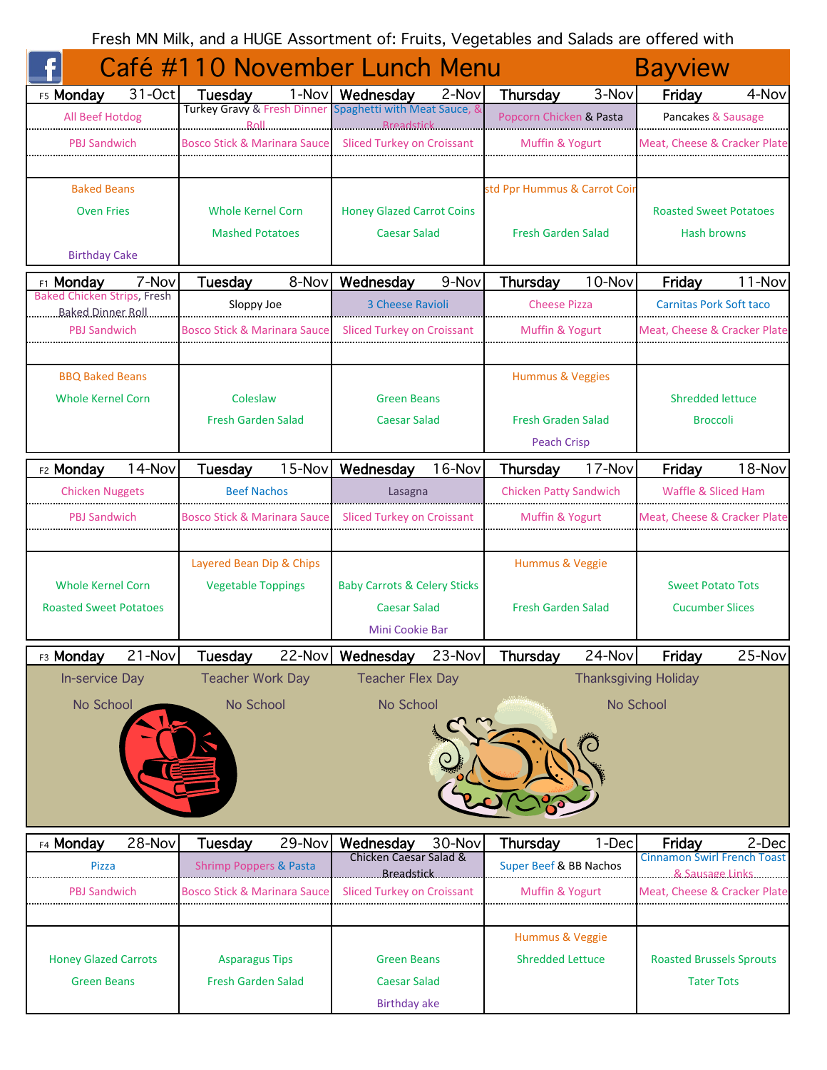Fresh MN Milk, and a HUGE Assortment of: Fruits, Vegetables and Salads are offered with

# Café #110 November Lunch Menu — Bayview

| F5 Monday 31-Oct | Tuesday 1-Nov | Wednesday 2-Nov | Thursday 3-Nov | Friday 4-Nov |
|---|---|---|---|---|
| All Beef Hotdog | Turkey Gravy & Fresh Dinner Roll | Spaghetti with Meat Sauce, & Breadstick | Popcorn Chicken & Pasta | Pancakes & Sausage |
| PBJ Sandwich | Bosco Stick & Marinara Sauce | Sliced Turkey on Croissant | Muffin & Yogurt | Meat, Cheese & Cracker Plate |
| Baked Beans<br>Oven Fries<br>Birthday Cake | Whole Kernel Corn<br>Mashed Potatoes | Honey Glazed Carrot Coins<br>Caesar Salad | std Ppr Hummus & Carrot Coir<br>Fresh Garden Salad | Roasted Sweet Potatoes<br>Hash browns |

| F1 Monday 7-Nov | Tuesday 8-Nov | Wednesday 9-Nov | Thursday 10-Nov | Friday 11-Nov |
|---|---|---|---|---|
| Baked Chicken Strips, Fresh Baked Dinner Roll | Sloppy Joe | 3 Cheese Ravioli | Cheese Pizza | Carnitas Pork Soft taco |
| PBJ Sandwich | Bosco Stick & Marinara Sauce | Sliced Turkey on Croissant | Muffin & Yogurt | Meat, Cheese & Cracker Plate |
| BBQ Baked Beans<br>Whole Kernel Corn | Coleslaw<br>Fresh Garden Salad | Green Beans<br>Caesar Salad | Hummus & Veggies<br>Fresh Graden Salad<br>Peach Crisp | Shredded lettuce<br>Broccoli |

| F2 Monday 14-Nov | Tuesday 15-Nov | Wednesday 16-Nov | Thursday 17-Nov | Friday 18-Nov |
|---|---|---|---|---|
| Chicken Nuggets | Beef Nachos | Lasagna | Chicken Patty Sandwich | Waffle & Sliced Ham |
| PBJ Sandwich | Bosco Stick & Marinara Sauce | Sliced Turkey on Croissant | Muffin & Yogurt | Meat, Cheese & Cracker Plate |
| Whole Kernel Corn<br>Roasted Sweet Potatoes | Layered Bean Dip & Chips<br>Vegetable Toppings | Baby Carrots & Celery Sticks<br>Caesar Salad<br>Mini Cookie Bar | Hummus & Veggie<br>Fresh Garden Salad | Sweet Potato Tots<br>Cucumber Slices |

| F3 Monday 21-Nov | Tuesday 22-Nov | Wednesday 23-Nov | Thursday 24-Nov | Friday 25-Nov |
|---|---|---|---|---|
| In-service Day<br>No School | Teacher Work Day<br>No School | Teacher Flex Day<br>No School | Thanksgiving Holiday<br>No School | |

| F4 Monday 28-Nov | Tuesday 29-Nov | Wednesday 30-Nov | Thursday 1-Dec | Friday 2-Dec |
|---|---|---|---|---|
| Pizza | Shrimp Poppers & Pasta | Chicken Caesar Salad & Breadstick | Super Beef & BB Nachos | Cinnamon Swirl French Toast & Sausage Links |
| PBJ Sandwich | Bosco Stick & Marinara Sauce | Sliced Turkey on Croissant | Muffin & Yogurt | Meat, Cheese & Cracker Plate |
| Honey Glazed Carrots<br>Green Beans | Asparagus Tips<br>Fresh Garden Salad | Green Beans<br>Caesar Salad<br>Birthday ake | Hummus & Veggie<br>Shredded Lettuce | Roasted Brussels Sprouts<br>Tater Tots |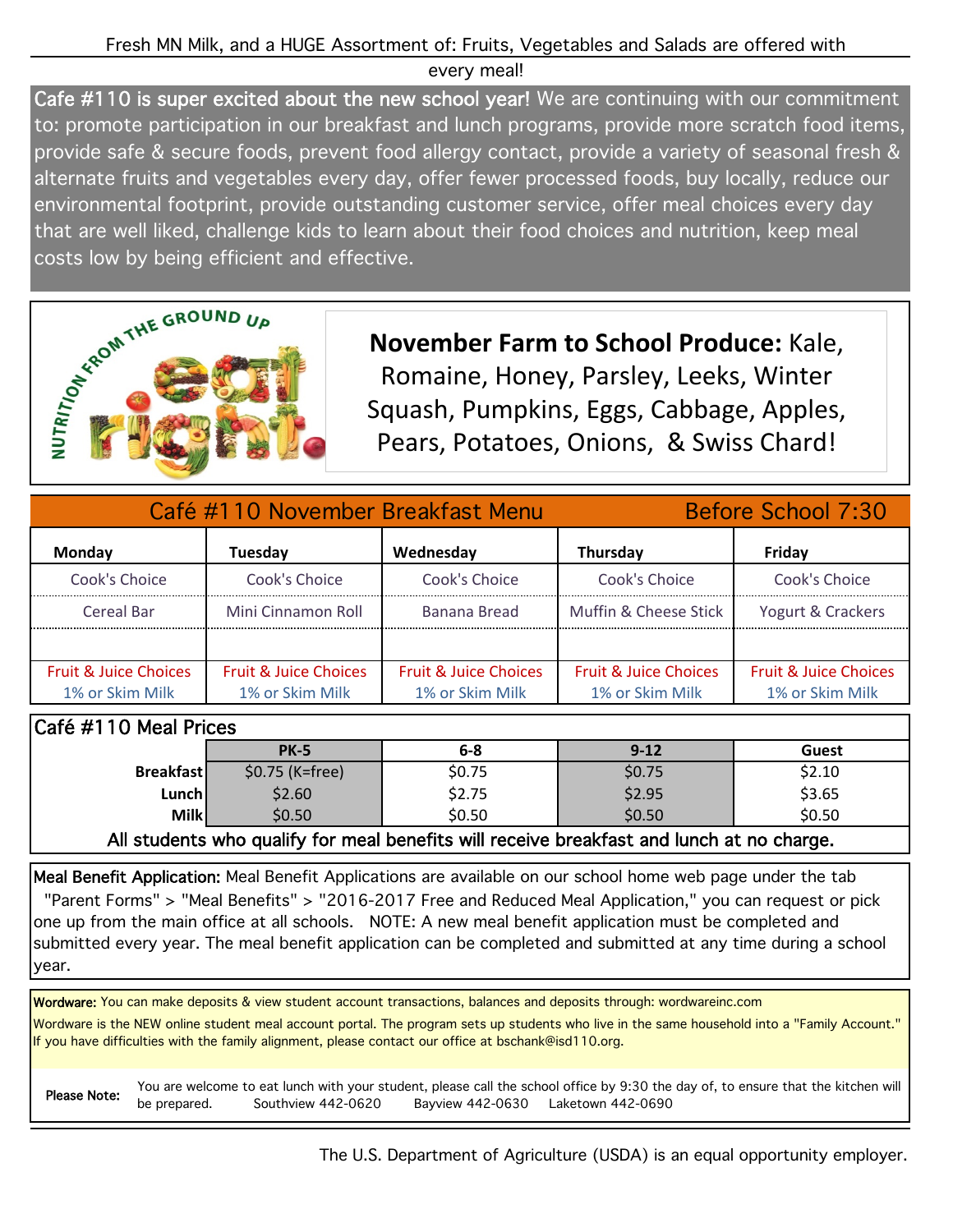Fresh MN Milk, and a HUGE Assortment of: Fruits, Vegetables and Salads are offered with every meal!

**Cafe #110 is super excited about the new school year!** We are continuing with our commitment to: promote participation in our breakfast and lunch programs, provide more scratch food items, provide safe & secure foods, prevent food allergy contact, provide a variety of seasonal fresh & alternate fruits and vegetables every day, offer fewer processed foods, buy locally, reduce our environmental footprint, provide outstanding customer service, offer meal choices every day that are well liked, challenge kids to learn about their food choices and nutrition, keep meal costs low by being efficient and effective.

NUTRITION FROM THE GROUND UP eat right.

**November Farm to School Produce:** Kale, Romaine, Honey, Parsley, Leeks, Winter Squash, Pumpkins, Eggs, Cabbage, Apples, Pears, Potatoes, Onions, & Swiss Chard!

## Café #110 November Breakfast Menu — Before School 7:30

| Monday | Tuesday | Wednesday | Thursday | Friday |
|---|---|---|---|---|
| Cook's Choice | Cook's Choice | Cook's Choice | Cook's Choice | Cook's Choice |
| Cereal Bar | Mini Cinnamon Roll | Banana Bread | Muffin & Cheese Stick | Yogurt & Crackers |
| | | | | |
| Fruit & Juice Choices<br>1% or Skim Milk | Fruit & Juice Choices<br>1% or Skim Milk | Fruit & Juice Choices<br>1% or Skim Milk | Fruit & Juice Choices<br>1% or Skim Milk | Fruit & Juice Choices<br>1% or Skim Milk |

## Café #110 Meal Prices

| | PK-5 | 6-8 | 9-12 | Guest |
|---|---|---|---|---|
| **Breakfast** | $0.75 (K=free) | $0.75 | $0.75 | $2.10 |
| **Lunch** | $2.60 | $2.75 | $2.95 | $3.65 |
| **Milk** | $0.50 | $0.50 | $0.50 | $0.50 |

All students who qualify for meal benefits will receive breakfast and lunch at no charge.

**Meal Benefit Application:** Meal Benefit Applications are available on our school home web page under the tab "Parent Forms" > "Meal Benefits" > "2016-2017 Free and Reduced Meal Application," you can request or pick one up from the main office at all schools. NOTE: A new meal benefit application must be completed and submitted every year. The meal benefit application can be completed and submitted at any time during a school year.

**Wordware:** You can make deposits & view student account transactions, balances and deposits through: wordwareinc.com

Wordware is the NEW online student meal account portal. The program sets up students who live in the same household into a "Family Account." If you have difficulties with the family alignment, please contact our office at bschank@isd110.org.

**Please Note:** You are welcome to eat lunch with your student, please call the school office by 9:30 the day of, to ensure that the kitchen will be prepared. Southview 442-0620 Bayview 442-0630 Laketown 442-0690

The U.S. Department of Agriculture (USDA) is an equal opportunity employer.